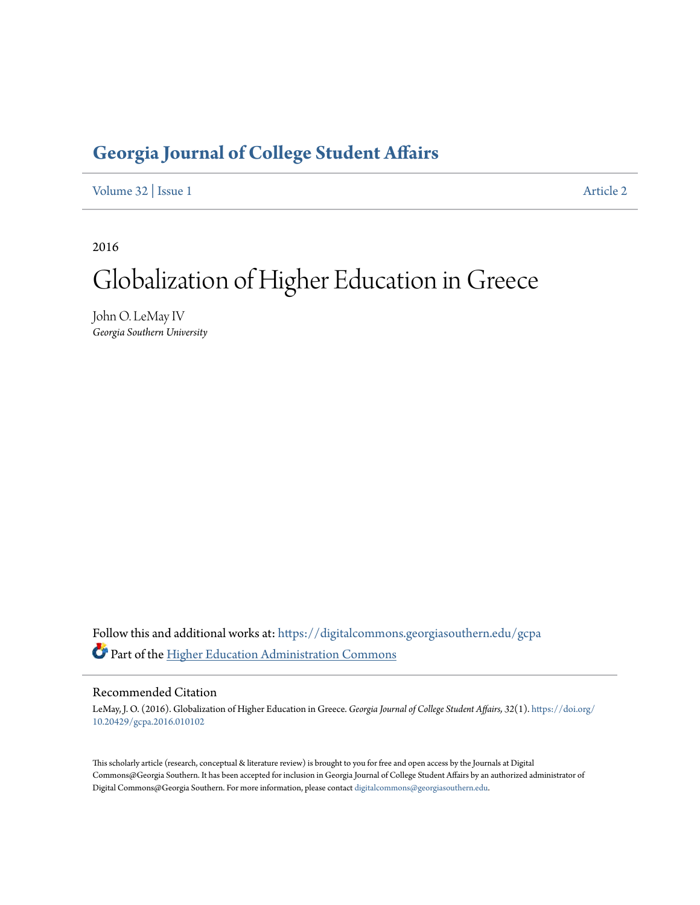# Georgia Journal of College Student Affairs

Volume 32 | Issue 1 Article 2

2016

# Globalization of Higher Education in Greece

John O. LeMay IV
*Georgia Southern University*

Follow this and additional works at: https://digitalcommons.georgiasouthern.edu/gcpa

Part of the Higher Education Administration Commons

## Recommended Citation

LeMay, J. O. (2016). Globalization of Higher Education in Greece. *Georgia Journal of College Student Affairs, 32*(1). https://doi.org/10.20429/gcpa.2016.010102

This scholarly article (research, conceptual & literature review) is brought to you for free and open access by the Journals at Digital Commons@Georgia Southern. It has been accepted for inclusion in Georgia Journal of College Student Affairs by an authorized administrator of Digital Commons@Georgia Southern. For more information, please contact digitalcommons@georgiasouthern.edu.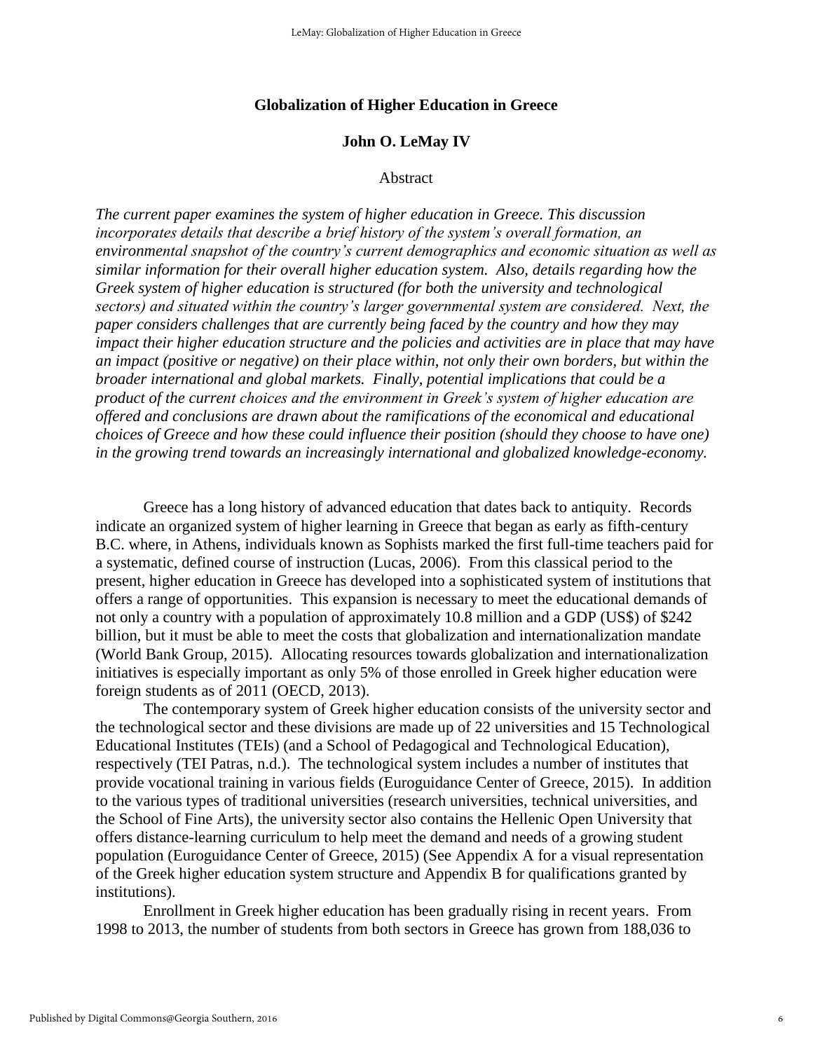# Globalization of Higher Education in Greece

## John O. LeMay IV

### Abstract

*The current paper examines the system of higher education in Greece. This discussion incorporates details that describe a brief history of the system's overall formation, an environmental snapshot of the country's current demographics and economic situation as well as similar information for their overall higher education system. Also, details regarding how the Greek system of higher education is structured (for both the university and technological sectors) and situated within the country's larger governmental system are considered. Next, the paper considers challenges that are currently being faced by the country and how they may impact their higher education structure and the policies and activities are in place that may have an impact (positive or negative) on their place within, not only their own borders, but within the broader international and global markets. Finally, potential implications that could be a product of the current choices and the environment in Greek's system of higher education are offered and conclusions are drawn about the ramifications of the economical and educational choices of Greece and how these could influence their position (should they choose to have one) in the growing trend towards an increasingly international and globalized knowledge-economy.*

Greece has a long history of advanced education that dates back to antiquity. Records indicate an organized system of higher learning in Greece that began as early as fifth-century B.C. where, in Athens, individuals known as Sophists marked the first full-time teachers paid for a systematic, defined course of instruction (Lucas, 2006). From this classical period to the present, higher education in Greece has developed into a sophisticated system of institutions that offers a range of opportunities. This expansion is necessary to meet the educational demands of not only a country with a population of approximately 10.8 million and a GDP (US$) of $242 billion, but it must be able to meet the costs that globalization and internationalization mandate (World Bank Group, 2015). Allocating resources towards globalization and internationalization initiatives is especially important as only 5% of those enrolled in Greek higher education were foreign students as of 2011 (OECD, 2013).

The contemporary system of Greek higher education consists of the university sector and the technological sector and these divisions are made up of 22 universities and 15 Technological Educational Institutes (TEIs) (and a School of Pedagogical and Technological Education), respectively (TEI Patras, n.d.). The technological system includes a number of institutes that provide vocational training in various fields (Euroguidance Center of Greece, 2015). In addition to the various types of traditional universities (research universities, technical universities, and the School of Fine Arts), the university sector also contains the Hellenic Open University that offers distance-learning curriculum to help meet the demand and needs of a growing student population (Euroguidance Center of Greece, 2015) (See Appendix A for a visual representation of the Greek higher education system structure and Appendix B for qualifications granted by institutions).

Enrollment in Greek higher education has been gradually rising in recent years. From 1998 to 2013, the number of students from both sectors in Greece has grown from 188,036 to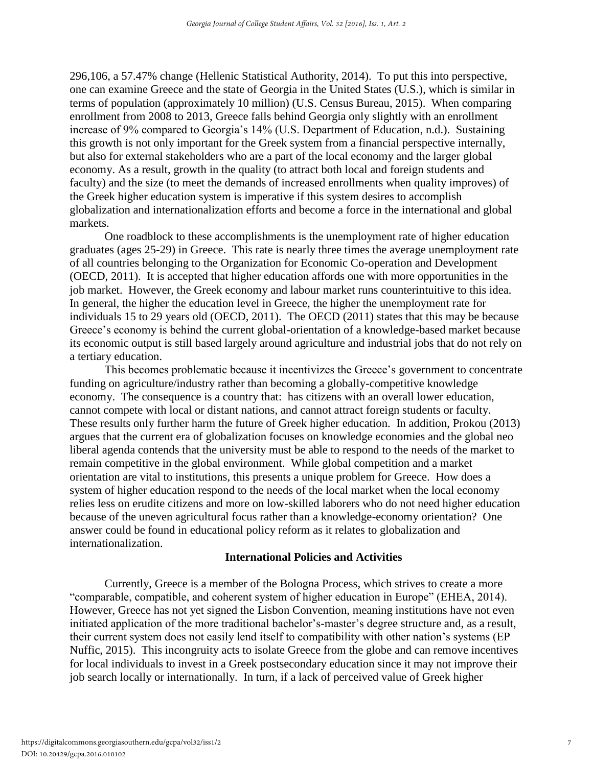296,106, a 57.47% change (Hellenic Statistical Authority, 2014). To put this into perspective, one can examine Greece and the state of Georgia in the United States (U.S.), which is similar in terms of population (approximately 10 million) (U.S. Census Bureau, 2015). When comparing enrollment from 2008 to 2013, Greece falls behind Georgia only slightly with an enrollment increase of 9% compared to Georgia's 14% (U.S. Department of Education, n.d.). Sustaining this growth is not only important for the Greek system from a financial perspective internally, but also for external stakeholders who are a part of the local economy and the larger global economy. As a result, growth in the quality (to attract both local and foreign students and faculty) and the size (to meet the demands of increased enrollments when quality improves) of the Greek higher education system is imperative if this system desires to accomplish globalization and internationalization efforts and become a force in the international and global markets.

One roadblock to these accomplishments is the unemployment rate of higher education graduates (ages 25-29) in Greece. This rate is nearly three times the average unemployment rate of all countries belonging to the Organization for Economic Co-operation and Development (OECD, 2011). It is accepted that higher education affords one with more opportunities in the job market. However, the Greek economy and labour market runs counterintuitive to this idea. In general, the higher the education level in Greece, the higher the unemployment rate for individuals 15 to 29 years old (OECD, 2011). The OECD (2011) states that this may be because Greece's economy is behind the current global-orientation of a knowledge-based market because its economic output is still based largely around agriculture and industrial jobs that do not rely on a tertiary education.

This becomes problematic because it incentivizes the Greece's government to concentrate funding on agriculture/industry rather than becoming a globally-competitive knowledge economy. The consequence is a country that: has citizens with an overall lower education, cannot compete with local or distant nations, and cannot attract foreign students or faculty. These results only further harm the future of Greek higher education. In addition, Prokou (2013) argues that the current era of globalization focuses on knowledge economies and the global neo liberal agenda contends that the university must be able to respond to the needs of the market to remain competitive in the global environment. While global competition and a market orientation are vital to institutions, this presents a unique problem for Greece. How does a system of higher education respond to the needs of the local market when the local economy relies less on erudite citizens and more on low-skilled laborers who do not need higher education because of the uneven agricultural focus rather than a knowledge-economy orientation? One answer could be found in educational policy reform as it relates to globalization and internationalization.

## International Policies and Activities

Currently, Greece is a member of the Bologna Process, which strives to create a more "comparable, compatible, and coherent system of higher education in Europe" (EHEA, 2014). However, Greece has not yet signed the Lisbon Convention, meaning institutions have not even initiated application of the more traditional bachelor's-master's degree structure and, as a result, their current system does not easily lend itself to compatibility with other nation's systems (EP Nuffic, 2015). This incongruity acts to isolate Greece from the globe and can remove incentives for local individuals to invest in a Greek postsecondary education since it may not improve their job search locally or internationally. In turn, if a lack of perceived value of Greek higher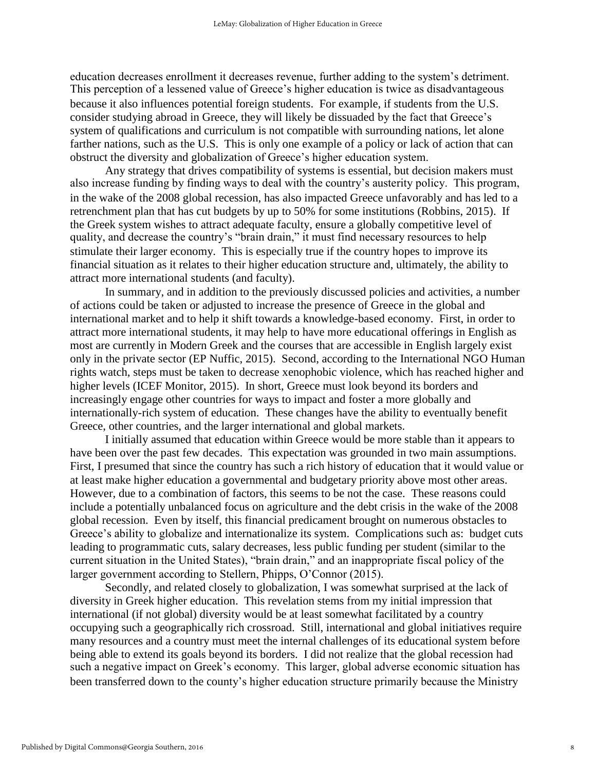education decreases enrollment it decreases revenue, further adding to the system's detriment. This perception of a lessened value of Greece's higher education is twice as disadvantageous because it also influences potential foreign students. For example, if students from the U.S. consider studying abroad in Greece, they will likely be dissuaded by the fact that Greece's system of qualifications and curriculum is not compatible with surrounding nations, let alone farther nations, such as the U.S. This is only one example of a policy or lack of action that can obstruct the diversity and globalization of Greece's higher education system.

Any strategy that drives compatibility of systems is essential, but decision makers must also increase funding by finding ways to deal with the country's austerity policy. This program, in the wake of the 2008 global recession, has also impacted Greece unfavorably and has led to a retrenchment plan that has cut budgets by up to 50% for some institutions (Robbins, 2015). If the Greek system wishes to attract adequate faculty, ensure a globally competitive level of quality, and decrease the country's "brain drain," it must find necessary resources to help stimulate their larger economy. This is especially true if the country hopes to improve its financial situation as it relates to their higher education structure and, ultimately, the ability to attract more international students (and faculty).

In summary, and in addition to the previously discussed policies and activities, a number of actions could be taken or adjusted to increase the presence of Greece in the global and international market and to help it shift towards a knowledge-based economy. First, in order to attract more international students, it may help to have more educational offerings in English as most are currently in Modern Greek and the courses that are accessible in English largely exist only in the private sector (EP Nuffic, 2015). Second, according to the International NGO Human rights watch, steps must be taken to decrease xenophobic violence, which has reached higher and higher levels (ICEF Monitor, 2015). In short, Greece must look beyond its borders and increasingly engage other countries for ways to impact and foster a more globally and internationally-rich system of education. These changes have the ability to eventually benefit Greece, other countries, and the larger international and global markets.

I initially assumed that education within Greece would be more stable than it appears to have been over the past few decades. This expectation was grounded in two main assumptions. First, I presumed that since the country has such a rich history of education that it would value or at least make higher education a governmental and budgetary priority above most other areas. However, due to a combination of factors, this seems to be not the case. These reasons could include a potentially unbalanced focus on agriculture and the debt crisis in the wake of the 2008 global recession. Even by itself, this financial predicament brought on numerous obstacles to Greece's ability to globalize and internationalize its system. Complications such as: budget cuts leading to programmatic cuts, salary decreases, less public funding per student (similar to the current situation in the United States), "brain drain," and an inappropriate fiscal policy of the larger government according to Stellern, Phipps, O'Connor (2015).

Secondly, and related closely to globalization, I was somewhat surprised at the lack of diversity in Greek higher education. This revelation stems from my initial impression that international (if not global) diversity would be at least somewhat facilitated by a country occupying such a geographically rich crossroad. Still, international and global initiatives require many resources and a country must meet the internal challenges of its educational system before being able to extend its goals beyond its borders. I did not realize that the global recession had such a negative impact on Greek's economy. This larger, global adverse economic situation has been transferred down to the county's higher education structure primarily because the Ministry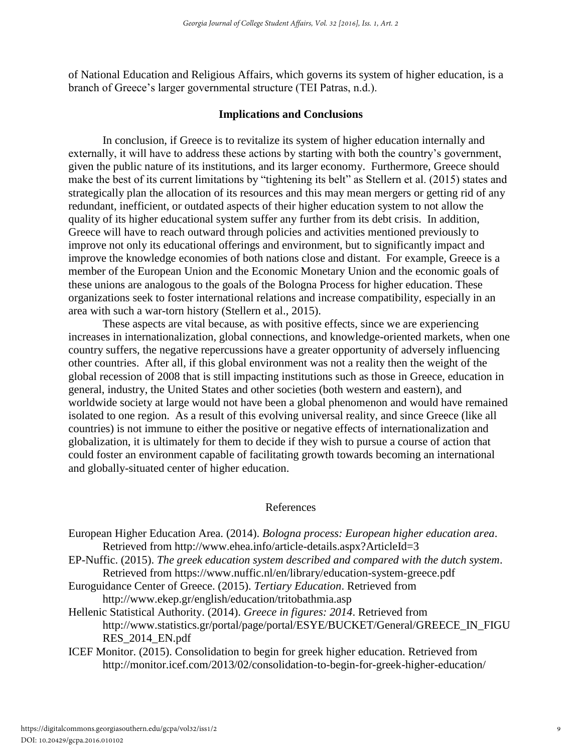of National Education and Religious Affairs, which governs its system of higher education, is a branch of Greece's larger governmental structure (TEI Patras, n.d.).

## Implications and Conclusions

In conclusion, if Greece is to revitalize its system of higher education internally and externally, it will have to address these actions by starting with both the country's government, given the public nature of its institutions, and its larger economy. Furthermore, Greece should make the best of its current limitations by "tightening its belt" as Stellern et al. (2015) states and strategically plan the allocation of its resources and this may mean mergers or getting rid of any redundant, inefficient, or outdated aspects of their higher education system to not allow the quality of its higher educational system suffer any further from its debt crisis. In addition, Greece will have to reach outward through policies and activities mentioned previously to improve not only its educational offerings and environment, but to significantly impact and improve the knowledge economies of both nations close and distant. For example, Greece is a member of the European Union and the Economic Monetary Union and the economic goals of these unions are analogous to the goals of the Bologna Process for higher education. These organizations seek to foster international relations and increase compatibility, especially in an area with such a war-torn history (Stellern et al., 2015).

These aspects are vital because, as with positive effects, since we are experiencing increases in internationalization, global connections, and knowledge-oriented markets, when one country suffers, the negative repercussions have a greater opportunity of adversely influencing other countries. After all, if this global environment was not a reality then the weight of the global recession of 2008 that is still impacting institutions such as those in Greece, education in general, industry, the United States and other societies (both western and eastern), and worldwide society at large would not have been a global phenomenon and would have remained isolated to one region. As a result of this evolving universal reality, and since Greece (like all countries) is not immune to either the positive or negative effects of internationalization and globalization, it is ultimately for them to decide if they wish to pursue a course of action that could foster an environment capable of facilitating growth towards becoming an international and globally-situated center of higher education.

## References

European Higher Education Area. (2014). *Bologna process: European higher education area*. Retrieved from http://www.ehea.info/article-details.aspx?ArticleId=3

EP-Nuffic. (2015). *The greek education system described and compared with the dutch system*. Retrieved from https://www.nuffic.nl/en/library/education-system-greece.pdf

Euroguidance Center of Greece. (2015). *Tertiary Education*. Retrieved from http://www.ekep.gr/english/education/tritobathmia.asp

Hellenic Statistical Authority. (2014). *Greece in figures: 2014*. Retrieved from http://www.statistics.gr/portal/page/portal/ESYE/BUCKET/General/GREECE_IN_FIGURES_2014_EN.pdf

ICEF Monitor. (2015). Consolidation to begin for greek higher education. Retrieved from http://monitor.icef.com/2013/02/consolidation-to-begin-for-greek-higher-education/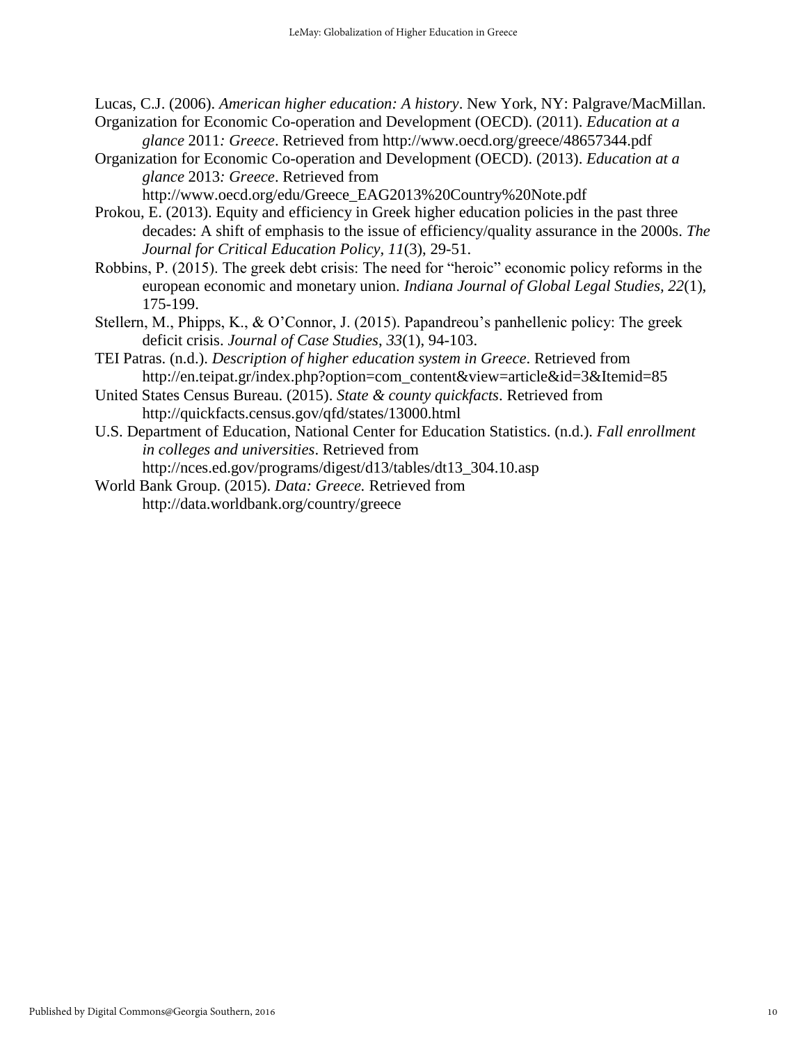Lucas, C.J. (2006). *American higher education: A history*. New York, NY: Palgrave/MacMillan.

Organization for Economic Co-operation and Development (OECD). (2011). *Education at a glance* 2011*: Greece*. Retrieved from http://www.oecd.org/greece/48657344.pdf

Organization for Economic Co-operation and Development (OECD). (2013). *Education at a glance* 2013*: Greece*. Retrieved from http://www.oecd.org/edu/Greece_EAG2013%20Country%20Note.pdf

Prokou, E. (2013). Equity and efficiency in Greek higher education policies in the past three decades: A shift of emphasis to the issue of efficiency/quality assurance in the 2000s. *The Journal for Critical Education Policy, 11*(3), 29-51.

Robbins, P. (2015). The greek debt crisis: The need for "heroic" economic policy reforms in the european economic and monetary union. *Indiana Journal of Global Legal Studies, 22*(1), 175-199.

Stellern, M., Phipps, K., & O'Connor, J. (2015). Papandreou's panhellenic policy: The greek deficit crisis. *Journal of Case Studies, 33*(1), 94-103.

TEI Patras. (n.d.). *Description of higher education system in Greece*. Retrieved from http://en.teipat.gr/index.php?option=com_content&view=article&id=3&Itemid=85

United States Census Bureau. (2015). *State & county quickfacts*. Retrieved from http://quickfacts.census.gov/qfd/states/13000.html

U.S. Department of Education, National Center for Education Statistics. (n.d.). *Fall enrollment in colleges and universities*. Retrieved from http://nces.ed.gov/programs/digest/d13/tables/dt13_304.10.asp

World Bank Group. (2015). *Data: Greece.* Retrieved from http://data.worldbank.org/country/greece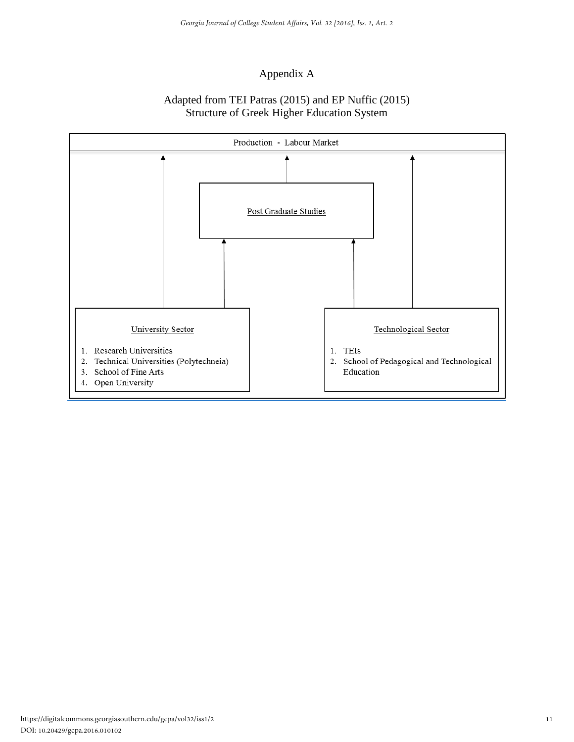# Appendix A

## Adapted from TEI Patras (2015) and EP Nuffic (2015)
## Structure of Greek Higher Education System

Production - Labour Market

Post Graduate Studies

University Sector

1. Research Universities
2. Technical Universities (Polytechneia)
3. School of Fine Arts
4. Open University

Technological Sector

1. TEIs
2. School of Pedagogical and Technological Education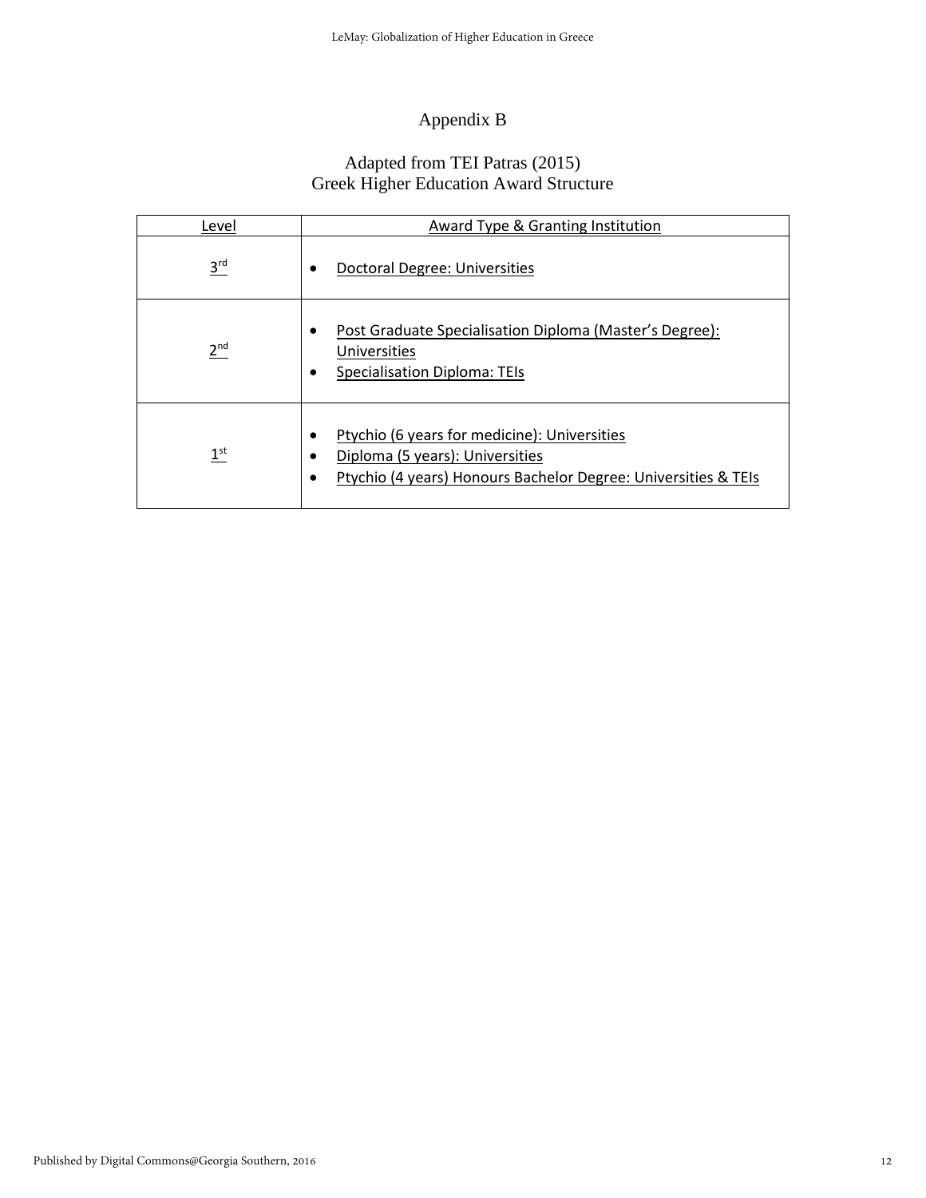# Appendix B

## Adapted from TEI Patras (2015)
## Greek Higher Education Award Structure

| Level | Award Type & Granting Institution |
|---|---|
| 3rd | • Doctoral Degree: Universities |
| 2nd | • Post Graduate Specialisation Diploma (Master's Degree): Universities<br>• Specialisation Diploma: TEIs |
| 1st | • Ptychio (6 years for medicine): Universities<br>• Diploma (5 years): Universities<br>• Ptychio (4 years) Honours Bachelor Degree: Universities & TEIs |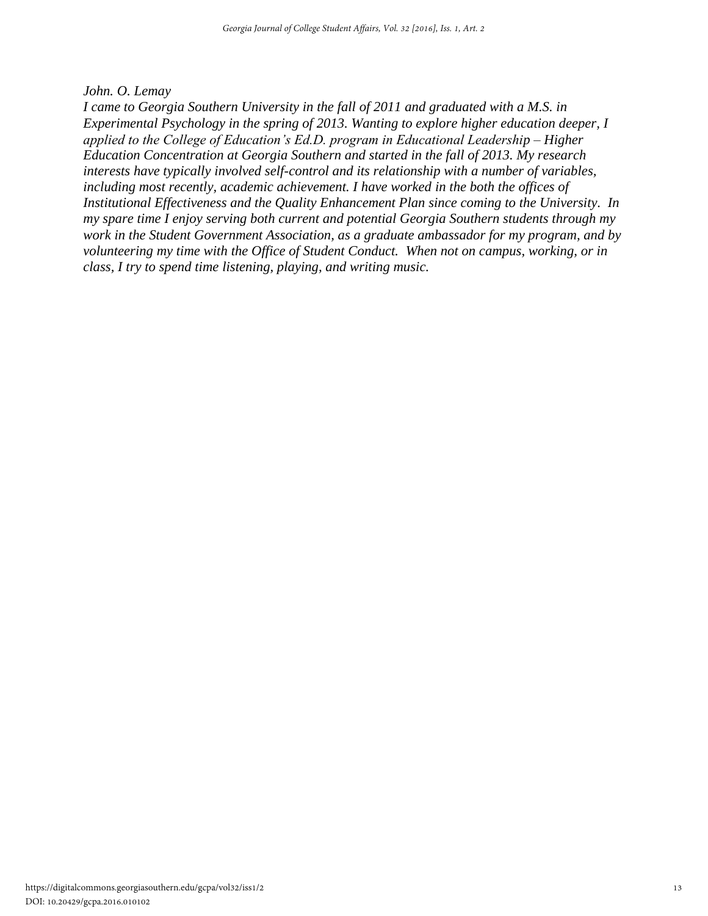*John. O. Lemay*

*I came to Georgia Southern University in the fall of 2011 and graduated with a M.S. in Experimental Psychology in the spring of 2013. Wanting to explore higher education deeper, I applied to the College of Education's Ed.D. program in Educational Leadership – Higher Education Concentration at Georgia Southern and started in the fall of 2013. My research interests have typically involved self-control and its relationship with a number of variables, including most recently, academic achievement. I have worked in the both the offices of Institutional Effectiveness and the Quality Enhancement Plan since coming to the University. In my spare time I enjoy serving both current and potential Georgia Southern students through my work in the Student Government Association, as a graduate ambassador for my program, and by volunteering my time with the Office of Student Conduct. When not on campus, working, or in class, I try to spend time listening, playing, and writing music.*